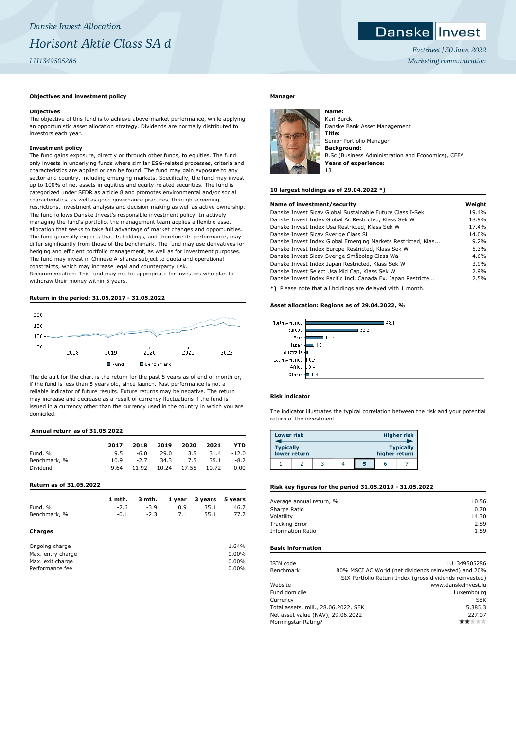*Danske Invest Allocation*

# *Horisont Aktie Class SA d*

*LU1349505286*

Danske Invest

*Factsheet | 30 June, 2022*
*Marketing communication*

## Objectives and investment policy

**Objectives**

The objective of this fund is to achieve above-market performance, while applying an opportunistic asset allocation strategy. Dividends are normally distributed to investors each year.

**Investment policy**

The fund gains exposure, directly or through other funds, to equities. The fund only invests in underlying funds where similar ESG-related processes, criteria and characteristics are applied or can be found. The fund may gain exposure to any sector and country, including emerging markets. Specifically, the fund may invest up to 100% of net assets in equities and equity-related securities. The fund is categorized under SFDR as article 8 and promotes environmental and/or social characteristics, as well as good governance practices, through screening, restrictions, investment analysis and decision-making as well as active ownership. The fund follows Danske Invest's responsible investment policy. In actively managing the fund's portfolio, the management team applies a flexible asset allocation strategy that seeks to take full advantage of market changes and opportunities. The fund generally expects that its holdings, and therefore its performance, may differ significantly from those of the benchmark. The fund may use derivatives for hedging and efficient portfolio management, as well as for investment purposes. The fund may invest in Chinese A-shares subject to quota and operational constraints, which may increase legal and counterparty risk.
Recommendation: This fund may not be appropriate for investors who plan to withdraw their money within 5 years.

## Return in the period: 31.05.2017 - 31.05.2022

Fund | Benchmark

The default for the chart is the return for the past 5 years as of end of month or, if the fund is less than 5 years old, since launch. Past performance is not a reliable indicator of future results. Future returns may be negative. The return may increase and decrease as a result of currency fluctuations if the fund is issued in a currency other than the currency used in the country in which you are domiciled.

## Annual return as of 31.05.2022

| | 2017 | 2018 | 2019 | 2020 | 2021 | YTD |
|---|---|---|---|---|---|---|
| Fund, % | 9.5 | -6.0 | 29.0 | 3.5 | 31.4 | -12.0 |
| Benchmark, % | 10.9 | -2.7 | 34.3 | 7.5 | 35.1 | -8.2 |
| Dividend | 9.64 | 11.92 | 10.24 | 17.55 | 10.72 | 0.00 |

## Return as of 31.05.2022

| | 1 mth. | 3 mth. | 1 year | 3 years | 5 years |
|---|---|---|---|---|---|
| Fund, % | -2.6 | -3.9 | 0.9 | 35.1 | 46.7 |
| Benchmark, % | -0.1 | -2.3 | 7.1 | 55.1 | 77.7 |

## Charges

| | |
|---|---|
| Ongoing charge | 1.64% |
| Max. entry charge | 0.00% |
| Max. exit charge | 0.00% |
| Performance fee | 0.00% |

## Manager

**Name:**
Karl Burck
Danske Bank Asset Management
**Title:**
Senior Portfolio Manager
**Background:**
B.Sc (Business Administration and Economics), CEFA
**Years of experience:**
13

## 10 largest holdings as of 29.04.2022 *)

| Name of investment/security | Weight |
|---|---|
| Danske Invest Sicav Global Sustainable Future Class I-Sek | 19.4% |
| Danske Invest Index Global Ac Restricted, Klass Sek W | 18.9% |
| Danske Invest Index Usa Restricted, Klass Sek W | 17.4% |
| Danske Invest Sicav Sverige Class Si | 14.0% |
| Danske Invest Index Global Emerging Markets Restricted, Klas... | 9.2% |
| Danske Invest Index Europe Restricted, Klass Sek W | 5.3% |
| Danske Invest Sicav Sverige Småbolag Class Wa | 4.6% |
| Danske Invest Index Japan Restricted, Klass Sek W | 3.9% |
| Danske Invest Select Usa Mid Cap, Klass Sek W | 2.9% |
| Danske Invest Index Pacific Incl. Canada Ex. Japan Restricte... | 2.5% |

***)** Please note that all holdings are delayed with 1 month.

## Asset allocation: Regions as of 29.04.2022, %

| Region | % |
|---|---|
| North America | 48.1 |
| Europe | 32.2 |
| Asia | 10.8 |
| Japan | 4.8 |
| Australia | 1.1 |
| Latin America | 0.7 |
| Africa | 0.4 |
| Others | 1.9 |

## Risk indicator

The indicator illustrates the typical correlation between the risk and your potential return of the investment.

| Lower risk | | | | | | Higher risk |
|---|---|---|---|---|---|---|
| Typically lower return | | | | | | Typically higher return |
| 1 | 2 | 3 | 4 | **5** | 6 | 7 |

## Risk key figures for the period 31.05.2019 - 31.05.2022

| | |
|---|---|
| Average annual return, % | 10.56 |
| Sharpe Ratio | 0.70 |
| Volatility | 14.30 |
| Tracking Error | 2.89 |
| Information Ratio | -1.59 |

## Basic information

| | |
|---|---|
| ISIN code | LU1349505286 |
| Benchmark | 80% MSCI AC World (net dividends reinvested) and 20% SIX Portfolio Return Index (gross dividends reinvested) |
| Website | www.danskeinvest.lu |
| Fund domicile | Luxembourg |
| Currency | SEK |
| Total assets, mill., 28.06.2022, SEK | 5,385.3 |
| Net asset value (NAV), 29.06.2022 | 227.07 |
| Morningstar Rating? | ★★ |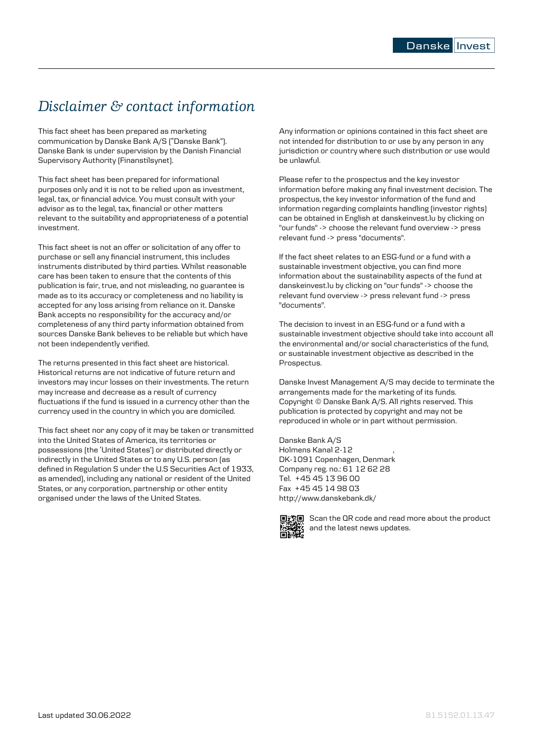# *Disclaimer & contact information*

This fact sheet has been prepared as marketing communication by Danske Bank A/S ("Danske Bank"). Danske Bank is under supervision by the Danish Financial Supervisory Authority (Finanstilsynet).

This fact sheet has been prepared for informational purposes only and it is not to be relied upon as investment, legal, tax, or financial advice. You must consult with your advisor as to the legal, tax, financial or other matters relevant to the suitability and appropriateness of a potential investment.

This fact sheet is not an offer or solicitation of any offer to purchase or sell any financial instrument, this includes instruments distributed by third parties. Whilst reasonable care has been taken to ensure that the contents of this publication is fair, true, and not misleading, no guarantee is made as to its accuracy or completeness and no liability is accepted for any loss arising from reliance on it. Danske Bank accepts no responsibility for the accuracy and/or completeness of any third party information obtained from sources Danske Bank believes to be reliable but which have not been independently verified.

The returns presented in this fact sheet are historical. Historical returns are not indicative of future return and investors may incur losses on their investments. The return may increase and decrease as a result of currency fluctuations if the fund is issued in a currency other than the currency used in the country in which you are domiciled.

This fact sheet nor any copy of it may be taken or transmitted into the United States of America, its territories or possessions (the 'United States') or distributed directly or indirectly in the United States or to any U.S. person (as defined in Regulation S under the U.S Securities Act of 1933, as amended), including any national or resident of the United States, or any corporation, partnership or other entity organised under the laws of the United States.

Any information or opinions contained in this fact sheet are not intended for distribution to or use by any person in any jurisdiction or country where such distribution or use would be unlawful.

Please refer to the prospectus and the key investor information before making any final investment decision. The prospectus, the key investor information of the fund and information regarding complaints handling (investor rights) can be obtained in English at danskeinvest.lu by clicking on "our funds" -> choose the relevant fund overview -> press relevant fund -> press "documents".

If the fact sheet relates to an ESG-fund or a fund with a sustainable investment objective, you can find more information about the sustainability aspects of the fund at danskeinvest.lu by clicking on "our funds" -> choose the relevant fund overview -> press relevant fund -> press "documents".

The decision to invest in an ESG-fund or a fund with a sustainable investment objective should take into account all the environmental and/or social characteristics of the fund, or sustainable investment objective as described in the Prospectus.

Danske Invest Management A/S may decide to terminate the arrangements made for the marketing of its funds. Copyright © Danske Bank A/S. All rights reserved. This publication is protected by copyright and may not be reproduced in whole or in part without permission.

Danske Bank A/S  
Holmens Kanal 2-12  
DK-1091 Copenhagen, Denmark  
Company reg. no.: 61 12 62 28  
Tel. +45 45 13 96 00  
Fax +45 45 14 98 03  
http://www.danskebank.dk/

Scan the QR code and read more about the product and the latest news updates.

Last updated 30.06.2022

81.5152.01.13.47